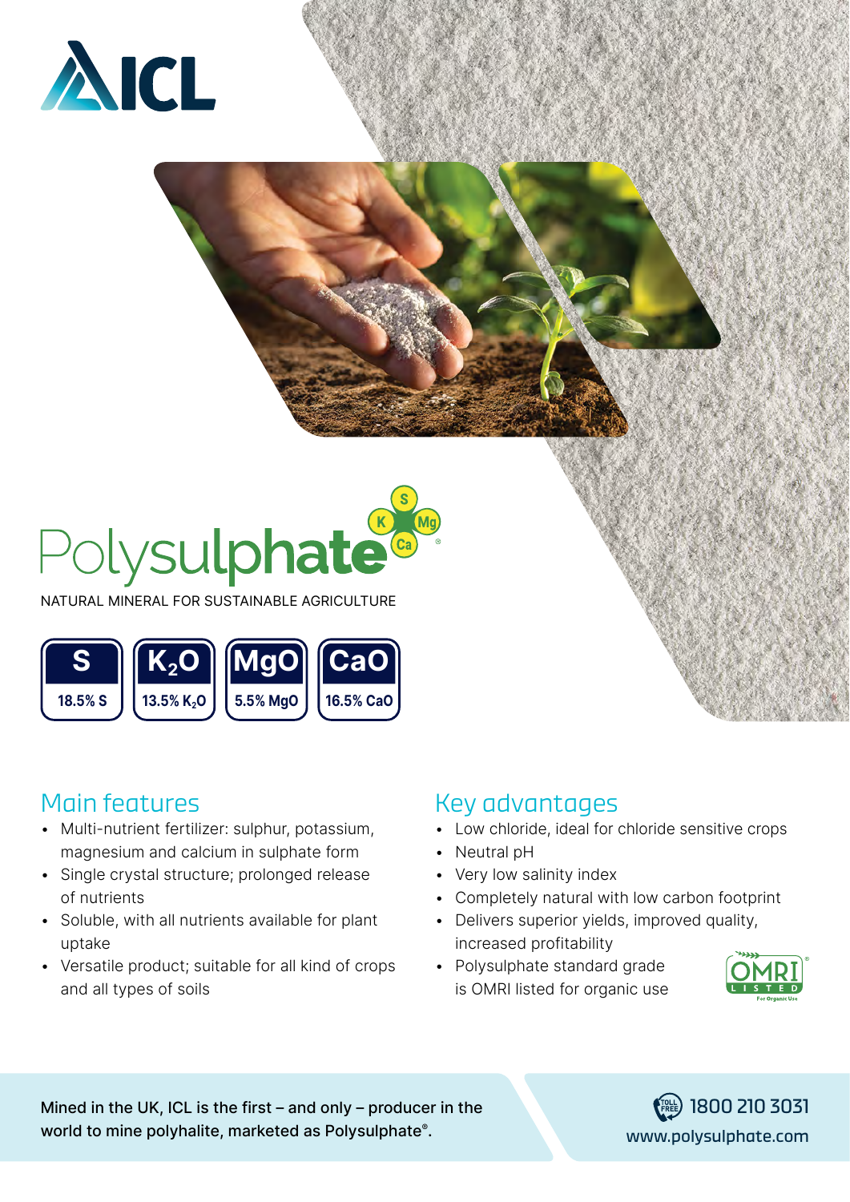ICL

# Polysulphate®

NATURAL MINERAL FOR SUSTAINABLE AGRICULTURE

| S | $K_2O$ | MgO | CaO |
|---|---|---|---|
| 18.5% S | 13.5% $K_2O$ | 5.5% MgO | 16.5% CaO |

## Main features

- Multi-nutrient fertilizer: sulphur, potassium, magnesium and calcium in sulphate form
- Single crystal structure; prolonged release of nutrients
- Soluble, with all nutrients available for plant uptake
- Versatile product; suitable for all kind of crops and all types of soils

## Key advantages

- Low chloride, ideal for chloride sensitive crops
- Neutral pH
- Very low salinity index
- Completely natural with low carbon footprint
- Delivers superior yields, improved quality, increased profitability
- Polysulphate standard grade is OMRI listed for organic use

OMRI LISTED For Organic Use

Mined in the UK, ICL is the first – and only – producer in the world to mine polyhalite, marketed as Polysulphate®.

TOLL FREE 1800 210 3031
www.polysulphate.com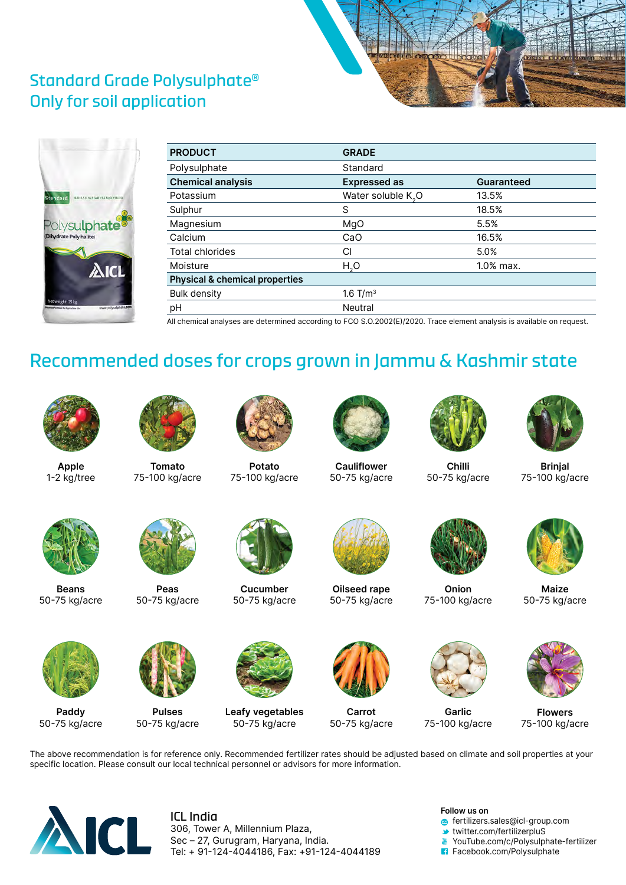# Standard Grade Polysulphate®
# Only for soil application

| PRODUCT | GRADE | |
|---|---|---|
| Polysulphate | Standard | |
| **Chemical analysis** | **Expressed as** | **Guaranteed** |
| Potassium | Water soluble $K_2O$ | 13.5% |
| Sulphur | S | 18.5% |
| Magnesium | MgO | 5.5% |
| Calcium | CaO | 16.5% |
| Total chlorides | Cl | 5.0% |
| Moisture | $H_2O$ | 1.0% max. |
| **Physical & chemical properties** | | |
| Bulk density | 1.6 T/$m^3$ | |
| pH | Neutral | |

All chemical analyses are determined according to FCO S.O.2002(E)/2020. Trace element analysis is available on request.

## Recommended doses for crops grown in Jammu & Kashmir state

**Apple**
1-2 kg/tree

**Tomato**
75-100 kg/acre

**Potato**
75-100 kg/acre

**Cauliflower**
50-75 kg/acre

**Chilli**
50-75 kg/acre

**Brinjal**
75-100 kg/acre

**Beans**
50-75 kg/acre

**Peas**
50-75 kg/acre

**Cucumber**
50-75 kg/acre

**Oilseed rape**
50-75 kg/acre

**Onion**
75-100 kg/acre

**Maize**
50-75 kg/acre

**Paddy**
50-75 kg/acre

**Pulses**
50-75 kg/acre

**Leafy vegetables**
50-75 kg/acre

**Carrot**
50-75 kg/acre

**Garlic**
75-100 kg/acre

**Flowers**
75-100 kg/acre

The above recommendation is for reference only. Recommended fertilizer rates should be adjusted based on climate and soil properties at your specific location. Please consult our local technical personnel or advisors for more information.

ICL India
306, Tower A, Millennium Plaza,
Sec – 27, Gurugram, Haryana, India.
Tel: + 91-124-4044186, Fax: +91-124-4044189

**Follow us on**
- fertilizers.sales@icl-group.com
- twitter.com/fertilizerpluS
- YouTube.com/c/Polysulphate-fertilizer
- Facebook.com/Polysulphate